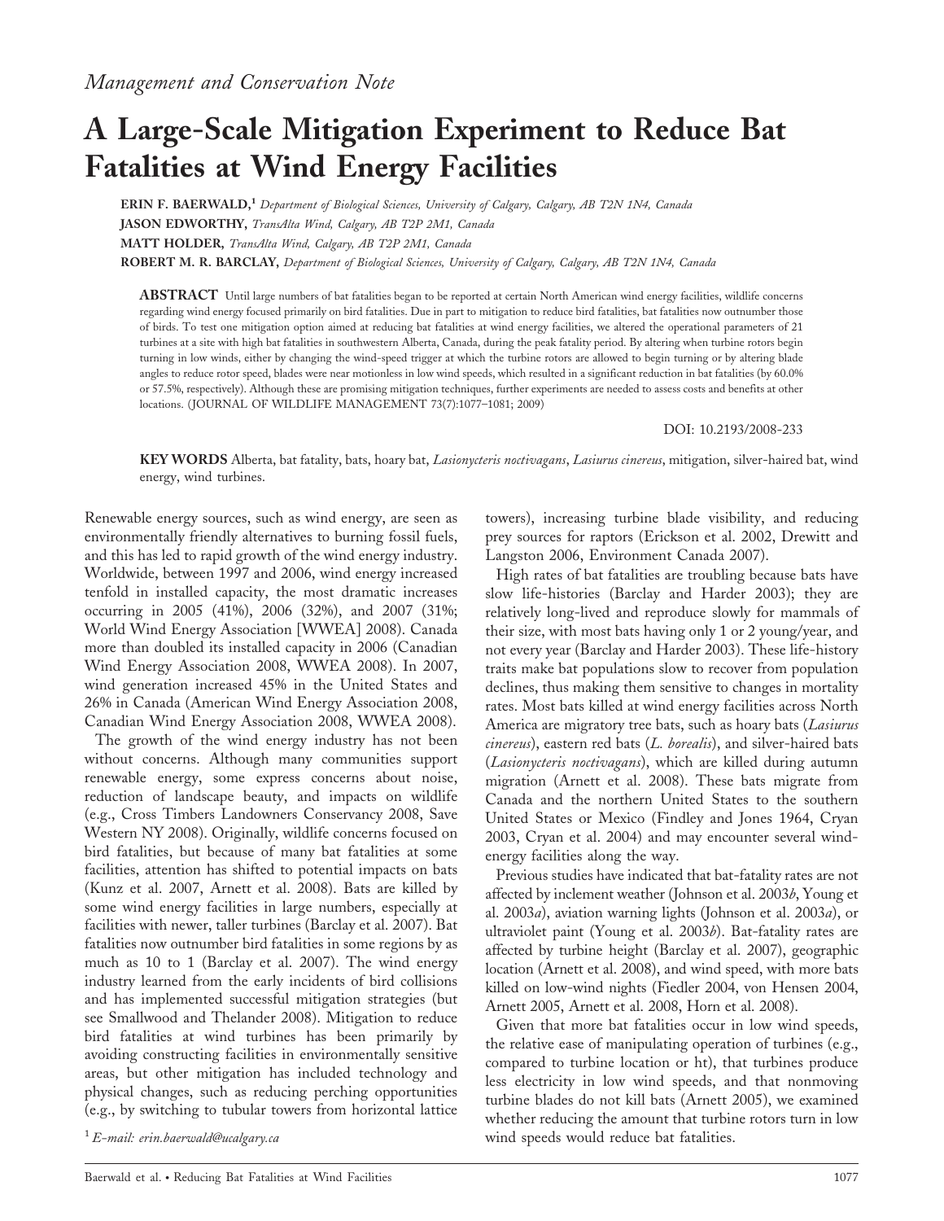*Management and Conservation Note*

# A Large-Scale Mitigation Experiment to Reduce Bat Fatalities at Wind Energy Facilities

**ERIN F. BAERWALD,**[1] *Department of Biological Sciences, University of Calgary, Calgary, AB T2N 1N4, Canada*

**JASON EDWORTHY,** *TransAlta Wind, Calgary, AB T2P 2M1, Canada*

**MATT HOLDER,** *TransAlta Wind, Calgary, AB T2P 2M1, Canada*

**ROBERT M. R. BARCLAY,** *Department of Biological Sciences, University of Calgary, Calgary, AB T2N 1N4, Canada*

**ABSTRACT** Until large numbers of bat fatalities began to be reported at certain North American wind energy facilities, wildlife concerns regarding wind energy focused primarily on bird fatalities. Due in part to mitigation to reduce bird fatalities, bat fatalities now outnumber those of birds. To test one mitigation option aimed at reducing bat fatalities at wind energy facilities, we altered the operational parameters of 21 turbines at a site with high bat fatalities in southwestern Alberta, Canada, during the peak fatality period. By altering when turbine rotors begin turning in low winds, either by changing the wind-speed trigger at which the turbine rotors are allowed to begin turning or by altering blade angles to reduce rotor speed, blades were near motionless in low wind speeds, which resulted in a significant reduction in bat fatalities (by 60.0% or 57.5%, respectively). Although these are promising mitigation techniques, further experiments are needed to assess costs and benefits at other locations. (JOURNAL OF WILDLIFE MANAGEMENT 73(7):1077–1081; 2009)

DOI: 10.2193/2008-233

**KEY WORDS** Alberta, bat fatality, bats, hoary bat, *Lasionycteris noctivagans*, *Lasiurus cinereus*, mitigation, silver-haired bat, wind energy, wind turbines.

Renewable energy sources, such as wind energy, are seen as environmentally friendly alternatives to burning fossil fuels, and this has led to rapid growth of the wind energy industry. Worldwide, between 1997 and 2006, wind energy increased tenfold in installed capacity, the most dramatic increases occurring in 2005 (41%), 2006 (32%), and 2007 (31%; World Wind Energy Association [WWEA] 2008). Canada more than doubled its installed capacity in 2006 (Canadian Wind Energy Association 2008, WWEA 2008). In 2007, wind generation increased 45% in the United States and 26% in Canada (American Wind Energy Association 2008, Canadian Wind Energy Association 2008, WWEA 2008).

The growth of the wind energy industry has not been without concerns. Although many communities support renewable energy, some express concerns about noise, reduction of landscape beauty, and impacts on wildlife (e.g., Cross Timbers Landowners Conservancy 2008, Save Western NY 2008). Originally, wildlife concerns focused on bird fatalities, but because of many bat fatalities at some facilities, attention has shifted to potential impacts on bats (Kunz et al. 2007, Arnett et al. 2008). Bats are killed by some wind energy facilities in large numbers, especially at facilities with newer, taller turbines (Barclay et al. 2007). Bat fatalities now outnumber bird fatalities in some regions by as much as 10 to 1 (Barclay et al. 2007). The wind energy industry learned from the early incidents of bird collisions and has implemented successful mitigation strategies (but see Smallwood and Thelander 2008). Mitigation to reduce bird fatalities at wind turbines has been primarily by avoiding constructing facilities in environmentally sensitive areas, but other mitigation has included technology and physical changes, such as reducing perching opportunities (e.g., by switching to tubular towers from horizontal lattice towers), increasing turbine blade visibility, and reducing prey sources for raptors (Erickson et al. 2002, Drewitt and Langston 2006, Environment Canada 2007).

High rates of bat fatalities are troubling because bats have slow life-histories (Barclay and Harder 2003); they are relatively long-lived and reproduce slowly for mammals of their size, with most bats having only 1 or 2 young/year, and not every year (Barclay and Harder 2003). These life-history traits make bat populations slow to recover from population declines, thus making them sensitive to changes in mortality rates. Most bats killed at wind energy facilities across North America are migratory tree bats, such as hoary bats (*Lasiurus cinereus*), eastern red bats (*L. borealis*), and silver-haired bats (*Lasionycteris noctivagans*), which are killed during autumn migration (Arnett et al. 2008). These bats migrate from Canada and the northern United States to the southern United States or Mexico (Findley and Jones 1964, Cryan 2003, Cryan et al. 2004) and may encounter several wind-energy facilities along the way.

Previous studies have indicated that bat-fatality rates are not affected by inclement weather (Johnson et al. 2003*b*, Young et al. 2003*a*), aviation warning lights (Johnson et al. 2003*a*), or ultraviolet paint (Young et al. 2003*b*). Bat-fatality rates are affected by turbine height (Barclay et al. 2007), geographic location (Arnett et al. 2008), and wind speed, with more bats killed on low-wind nights (Fiedler 2004, von Hensen 2004, Arnett 2005, Arnett et al. 2008, Horn et al. 2008).

Given that more bat fatalities occur in low wind speeds, the relative ease of manipulating operation of turbines (e.g., compared to turbine location or ht), that turbines produce less electricity in low wind speeds, and that nonmoving turbine blades do not kill bats (Arnett 2005), we examined whether reducing the amount that turbine rotors turn in low wind speeds would reduce bat fatalities.

[1] *E-mail: erin.baerwald@ucalgary.ca*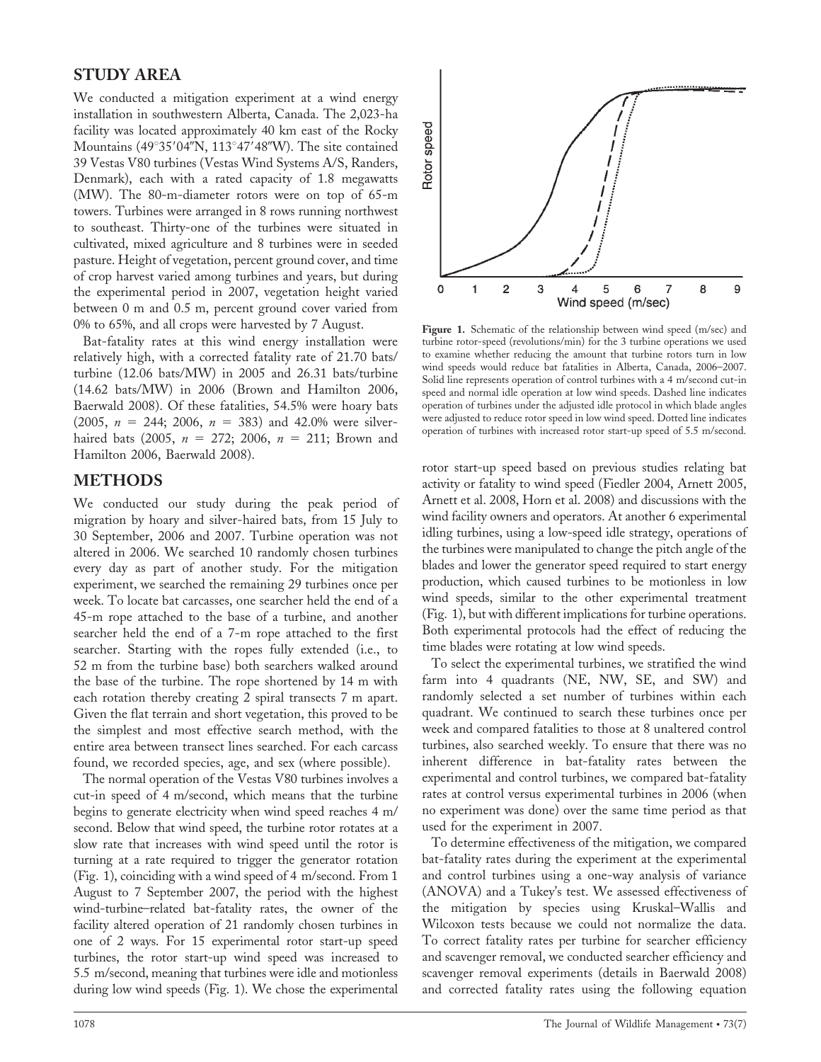## STUDY AREA

We conducted a mitigation experiment at a wind energy installation in southwestern Alberta, Canada. The 2,023-ha facility was located approximately 40 km east of the Rocky Mountains (49°35′04″N, 113°47′48″W). The site contained 39 Vestas V80 turbines (Vestas Wind Systems A/S, Randers, Denmark), each with a rated capacity of 1.8 megawatts (MW). The 80-m-diameter rotors were on top of 65-m towers. Turbines were arranged in 8 rows running northwest to southeast. Thirty-one of the turbines were situated in cultivated, mixed agriculture and 8 turbines were in seeded pasture. Height of vegetation, percent ground cover, and time of crop harvest varied among turbines and years, but during the experimental period in 2007, vegetation height varied between 0 m and 0.5 m, percent ground cover varied from 0% to 65%, and all crops were harvested by 7 August.

Bat-fatality rates at this wind energy installation were relatively high, with a corrected fatality rate of 21.70 bats/turbine (12.06 bats/MW) in 2005 and 26.31 bats/turbine (14.62 bats/MW) in 2006 (Brown and Hamilton 2006, Baerwald 2008). Of these fatalities, 54.5% were hoary bats (2005, $n = 244$; 2006, $n = 383$) and 42.0% were silver-haired bats (2005, $n = 272$; 2006, $n = 211$; Brown and Hamilton 2006, Baerwald 2008).

## METHODS

We conducted our study during the peak period of migration by hoary and silver-haired bats, from 15 July to 30 September, 2006 and 2007. Turbine operation was not altered in 2006. We searched 10 randomly chosen turbines every day as part of another study. For the mitigation experiment, we searched the remaining 29 turbines once per week. To locate bat carcasses, one searcher held the end of a 45-m rope attached to the base of a turbine, and another searcher held the end of a 7-m rope attached to the first searcher. Starting with the ropes fully extended (i.e., to 52 m from the turbine base) both searchers walked around the base of the turbine. The rope shortened by 14 m with each rotation thereby creating 2 spiral transects 7 m apart. Given the flat terrain and short vegetation, this proved to be the simplest and most effective search method, with the entire area between transect lines searched. For each carcass found, we recorded species, age, and sex (where possible).

The normal operation of the Vestas V80 turbines involves a cut-in speed of 4 m/second, which means that the turbine begins to generate electricity when wind speed reaches 4 m/second. Below that wind speed, the turbine rotor rotates at a slow rate that increases with wind speed until the rotor is turning at a rate required to trigger the generator rotation (Fig. 1), coinciding with a wind speed of 4 m/second. From 1 August to 7 September 2007, the period with the highest wind-turbine–related bat-fatality rates, the owner of the facility altered operation of 21 randomly chosen turbines in one of 2 ways. For 15 experimental rotor start-up speed turbines, the rotor start-up wind speed was increased to 5.5 m/second, meaning that turbines were idle and motionless during low wind speeds (Fig. 1). We chose the experimental rotor start-up speed based on previous studies relating bat activity or fatality to wind speed (Fiedler 2004, Arnett 2005, Arnett et al. 2008, Horn et al. 2008) and discussions with the wind facility owners and operators. At another 6 experimental idling turbines, using a low-speed idle strategy, operations of the turbines were manipulated to change the pitch angle of the blades and lower the generator speed required to start energy production, which caused turbines to be motionless in low wind speeds, similar to the other experimental treatment (Fig. 1), but with different implications for turbine operations. Both experimental protocols had the effect of reducing the time blades were rotating at low wind speeds.

**Figure 1.** Schematic of the relationship between wind speed (m/sec) and turbine rotor-speed (revolutions/min) for the 3 turbine operations we used to examine whether reducing the amount that turbine rotors turn in low wind speeds would reduce bat fatalities in Alberta, Canada, 2006–2007. Solid line represents operation of control turbines with a 4 m/second cut-in speed and normal idle operation at low wind speeds. Dashed line indicates operation of turbines under the adjusted idle protocol in which blade angles were adjusted to reduce rotor speed in low wind speed. Dotted line indicates operation of turbines with increased rotor start-up speed of 5.5 m/second.

To select the experimental turbines, we stratified the wind farm into 4 quadrants (NE, NW, SE, and SW) and randomly selected a set number of turbines within each quadrant. We continued to search these turbines once per week and compared fatalities to those at 8 unaltered control turbines, also searched weekly. To ensure that there was no inherent difference in bat-fatality rates between the experimental and control turbines, we compared bat-fatality rates at control versus experimental turbines in 2006 (when no experiment was done) over the same time period as that used for the experiment in 2007.

To determine effectiveness of the mitigation, we compared bat-fatality rates during the experiment at the experimental and control turbines using a one-way analysis of variance (ANOVA) and a Tukey's test. We assessed effectiveness of the mitigation by species using Kruskal–Wallis and Wilcoxon tests because we could not normalize the data. To correct fatality rates per turbine for searcher efficiency and scavenger removal, we conducted searcher efficiency and scavenger removal experiments (details in Baerwald 2008) and corrected fatality rates using the following equation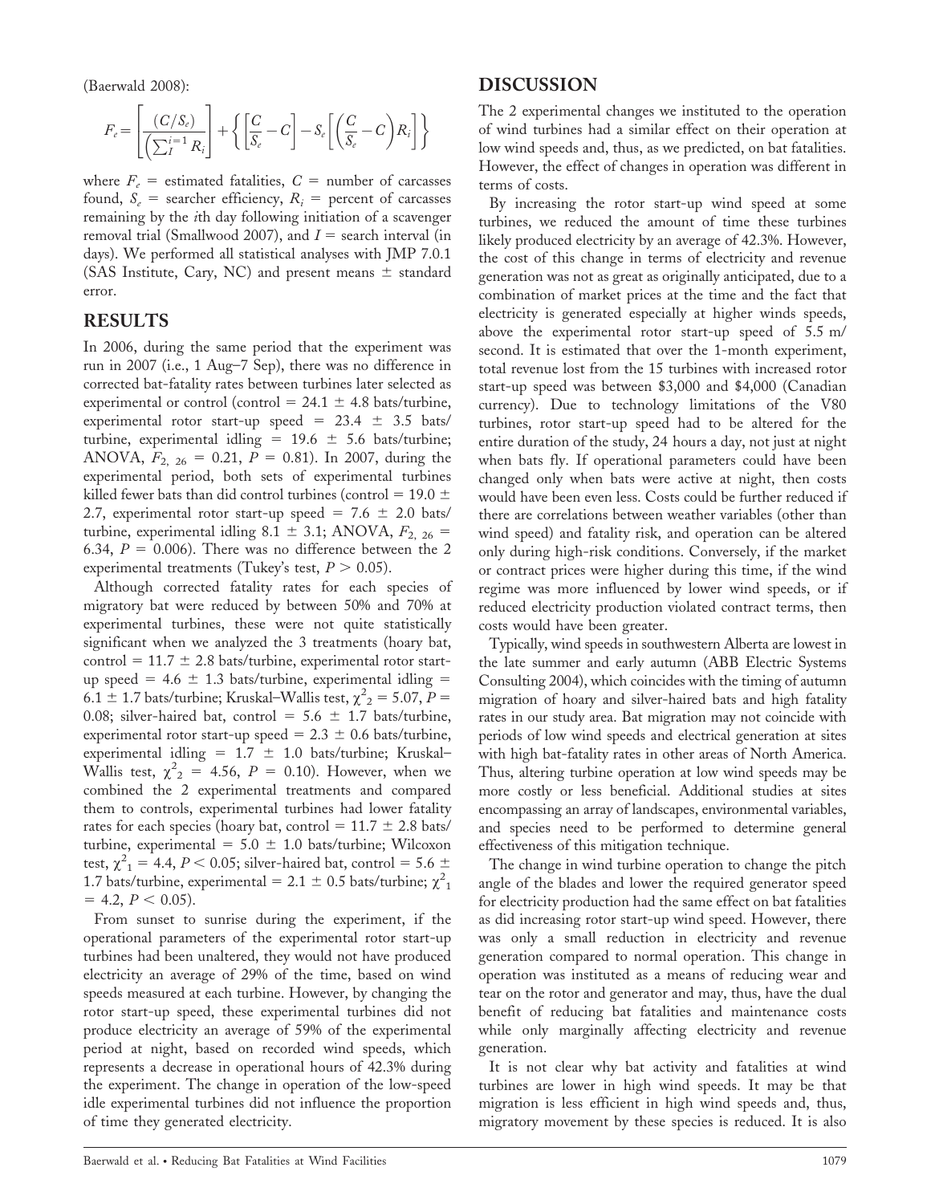(Baerwald 2008):

$$F_e = \left[\frac{(C/S_e)}{\left(\sum_{I}^{i=1} R_i\right)}\right] + \left\{\left[\frac{C}{S_e} - C\right] - S_e\left[\left(\frac{C}{S_e} - C\right)R_i\right]\right\}$$

where $F_e$ = estimated fatalities, $C$ = number of carcasses found, $S_e$ = searcher efficiency, $R_i$ = percent of carcasses remaining by the $i$th day following initiation of a scavenger removal trial (Smallwood 2007), and $I$ = search interval (in days). We performed all statistical analyses with JMP 7.0.1 (SAS Institute, Cary, NC) and present means ± standard error.

## RESULTS

In 2006, during the same period that the experiment was run in 2007 (i.e., 1 Aug–7 Sep), there was no difference in corrected bat-fatality rates between turbines later selected as experimental or control (control = 24.1 ± 4.8 bats/turbine, experimental rotor start-up speed = 23.4 ± 3.5 bats/turbine, experimental idling = 19.6 ± 5.6 bats/turbine; ANOVA, $F_{2,\,26}$ = 0.21, $P$ = 0.81). In 2007, during the experimental period, both sets of experimental turbines killed fewer bats than did control turbines (control = 19.0 ± 2.7, experimental rotor start-up speed = 7.6 ± 2.0 bats/turbine, experimental idling 8.1 ± 3.1; ANOVA, $F_{2,\,26}$ = 6.34, $P$ = 0.006). There was no difference between the 2 experimental treatments (Tukey's test, $P > 0.05$).

Although corrected fatality rates for each species of migratory bat were reduced by between 50% and 70% at experimental turbines, these were not quite statistically significant when we analyzed the 3 treatments (hoary bat, control = 11.7 ± 2.8 bats/turbine, experimental rotor start-up speed = 4.6 ± 1.3 bats/turbine, experimental idling = 6.1 ± 1.7 bats/turbine; Kruskal–Wallis test, $\chi^2_2$ = 5.07, $P$ = 0.08; silver-haired bat, control = 5.6 ± 1.7 bats/turbine, experimental rotor start-up speed = 2.3 ± 0.6 bats/turbine, experimental idling = 1.7 ± 1.0 bats/turbine; Kruskal–Wallis test, $\chi^2_2$ = 4.56, $P$ = 0.10). However, when we combined the 2 experimental treatments and compared them to controls, experimental turbines had lower fatality rates for each species (hoary bat, control = 11.7 ± 2.8 bats/turbine, experimental = 5.0 ± 1.0 bats/turbine; Wilcoxon test, $\chi^2_1$ = 4.4, $P < 0.05$; silver-haired bat, control = 5.6 ± 1.7 bats/turbine, experimental = 2.1 ± 0.5 bats/turbine; $\chi^2_1$ = 4.2, $P < 0.05$).

From sunset to sunrise during the experiment, if the operational parameters of the experimental rotor start-up turbines had been unaltered, they would not have produced electricity an average of 29% of the time, based on wind speeds measured at each turbine. However, by changing the rotor start-up speed, these experimental turbines did not produce electricity an average of 59% of the experimental period at night, based on recorded wind speeds, which represents a decrease in operational hours of 42.3% during the experiment. The change in operation of the low-speed idle experimental turbines did not influence the proportion of time they generated electricity.

## DISCUSSION

The 2 experimental changes we instituted to the operation of wind turbines had a similar effect on their operation at low wind speeds and, thus, as we predicted, on bat fatalities. However, the effect of changes in operation was different in terms of costs.

By increasing the rotor start-up wind speed at some turbines, we reduced the amount of time these turbines likely produced electricity by an average of 42.3%. However, the cost of this change in terms of electricity and revenue generation was not as great as originally anticipated, due to a combination of market prices at the time and the fact that electricity is generated especially at higher winds speeds, above the experimental rotor start-up speed of 5.5 m/second. It is estimated that over the 1-month experiment, total revenue lost from the 15 turbines with increased rotor start-up speed was between \$3,000 and \$4,000 (Canadian currency). Due to technology limitations of the V80 turbines, rotor start-up speed had to be altered for the entire duration of the study, 24 hours a day, not just at night when bats fly. If operational parameters could have been changed only when bats were active at night, then costs would have been even less. Costs could be further reduced if there are correlations between weather variables (other than wind speed) and fatality risk, and operation can be altered only during high-risk conditions. Conversely, if the market or contract prices were higher during this time, if the wind regime was more influenced by lower wind speeds, or if reduced electricity production violated contract terms, then costs would have been greater.

Typically, wind speeds in southwestern Alberta are lowest in the late summer and early autumn (ABB Electric Systems Consulting 2004), which coincides with the timing of autumn migration of hoary and silver-haired bats and high fatality rates in our study area. Bat migration may not coincide with periods of low wind speeds and electrical generation at sites with high bat-fatality rates in other areas of North America. Thus, altering turbine operation at low wind speeds may be more costly or less beneficial. Additional studies at sites encompassing an array of landscapes, environmental variables, and species need to be performed to determine general effectiveness of this mitigation technique.

The change in wind turbine operation to change the pitch angle of the blades and lower the required generator speed for electricity production had the same effect on bat fatalities as did increasing rotor start-up wind speed. However, there was only a small reduction in electricity and revenue generation compared to normal operation. This change in operation was instituted as a means of reducing wear and tear on the rotor and generator and may, thus, have the dual benefit of reducing bat fatalities and maintenance costs while only marginally affecting electricity and revenue generation.

It is not clear why bat activity and fatalities at wind turbines are lower in high wind speeds. It may be that migration is less efficient in high wind speeds and, thus, migratory movement by these species is reduced. It is also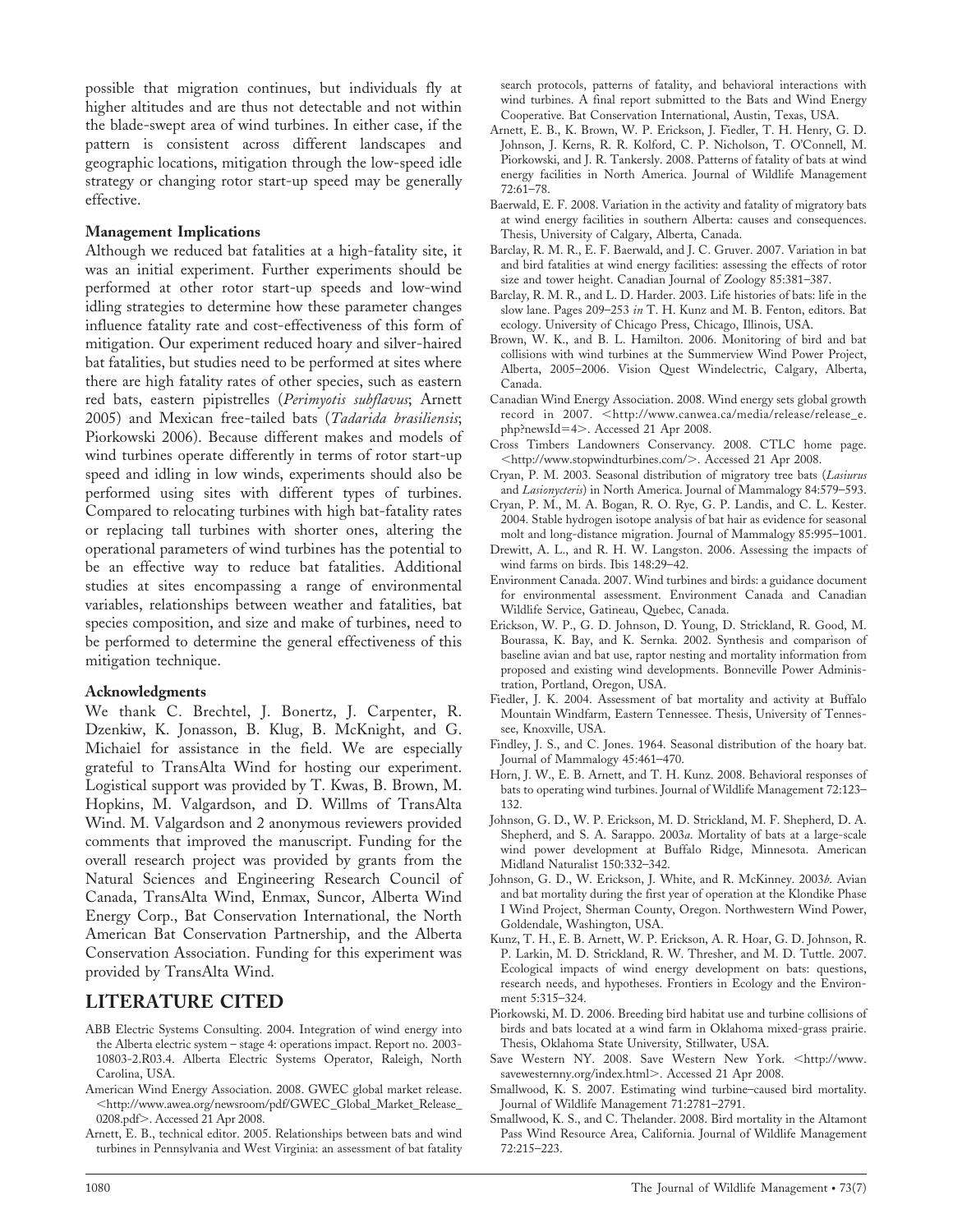possible that migration continues, but individuals fly at higher altitudes and are thus not detectable and not within the blade-swept area of wind turbines. In either case, if the pattern is consistent across different landscapes and geographic locations, mitigation through the low-speed idle strategy or changing rotor start-up speed may be generally effective.

### Management Implications

Although we reduced bat fatalities at a high-fatality site, it was an initial experiment. Further experiments should be performed at other rotor start-up speeds and low-wind idling strategies to determine how these parameter changes influence fatality rate and cost-effectiveness of this form of mitigation. Our experiment reduced hoary and silver-haired bat fatalities, but studies need to be performed at sites where there are high fatality rates of other species, such as eastern red bats, eastern pipistrelles (*Perimyotis subflavus*; Arnett 2005) and Mexican free-tailed bats (*Tadarida brasiliensis*; Piorkowski 2006). Because different makes and models of wind turbines operate differently in terms of rotor start-up speed and idling in low winds, experiments should also be performed using sites with different types of turbines. Compared to relocating turbines with high bat-fatality rates or replacing tall turbines with shorter ones, altering the operational parameters of wind turbines has the potential to be an effective way to reduce bat fatalities. Additional studies at sites encompassing a range of environmental variables, relationships between weather and fatalities, bat species composition, and size and make of turbines, need to be performed to determine the general effectiveness of this mitigation technique.

### Acknowledgments

We thank C. Brechtel, J. Bonertz, J. Carpenter, R. Dzenkiw, K. Jonasson, B. Klug, B. McKnight, and G. Michaiel for assistance in the field. We are especially grateful to TransAlta Wind for hosting our experiment. Logistical support was provided by T. Kwas, B. Brown, M. Hopkins, M. Valgardson, and D. Willms of TransAlta Wind. M. Valgardson and 2 anonymous reviewers provided comments that improved the manuscript. Funding for the overall research project was provided by grants from the Natural Sciences and Engineering Research Council of Canada, TransAlta Wind, Enmax, Suncor, Alberta Wind Energy Corp., Bat Conservation International, the North American Bat Conservation Partnership, and the Alberta Conservation Association. Funding for this experiment was provided by TransAlta Wind.

## LITERATURE CITED

ABB Electric Systems Consulting. 2004. Integration of wind energy into the Alberta electric system – stage 4: operations impact. Report no. 2003-10803-2.R03.4. Alberta Electric Systems Operator, Raleigh, North Carolina, USA.

American Wind Energy Association. 2008. GWEC global market release. <http://www.awea.org/newsroom/pdf/GWEC_Global_Market_Release_0208.pdf>. Accessed 21 Apr 2008.

Arnett, E. B., technical editor. 2005. Relationships between bats and wind turbines in Pennsylvania and West Virginia: an assessment of bat fatality search protocols, patterns of fatality, and behavioral interactions with wind turbines. A final report submitted to the Bats and Wind Energy Cooperative. Bat Conservation International, Austin, Texas, USA.

Arnett, E. B., K. Brown, W. P. Erickson, J. Fiedler, T. H. Henry, G. D. Johnson, J. Kerns, R. R. Kolford, C. P. Nicholson, T. O'Connell, M. Piorkowski, and J. R. Tankersly. 2008. Patterns of fatality of bats at wind energy facilities in North America. Journal of Wildlife Management 72:61–78.

Baerwald, E. F. 2008. Variation in the activity and fatality of migratory bats at wind energy facilities in southern Alberta: causes and consequences. Thesis, University of Calgary, Alberta, Canada.

Barclay, R. M. R., E. F. Baerwald, and J. C. Gruver. 2007. Variation in bat and bird fatalities at wind energy facilities: assessing the effects of rotor size and tower height. Canadian Journal of Zoology 85:381–387.

Barclay, R. M. R., and L. D. Harder. 2003. Life histories of bats: life in the slow lane. Pages 209–253 *in* T. H. Kunz and M. B. Fenton, editors. Bat ecology. University of Chicago Press, Chicago, Illinois, USA.

Brown, W. K., and B. L. Hamilton. 2006. Monitoring of bird and bat collisions with wind turbines at the Summerview Wind Power Project, Alberta, 2005–2006. Vision Quest Windelectric, Calgary, Alberta, Canada.

Canadian Wind Energy Association. 2008. Wind energy sets global growth record in 2007. <http://www.canwea.ca/media/release/release_e.php?newsId=4>. Accessed 21 Apr 2008.

Cross Timbers Landowners Conservancy. 2008. CTLC home page. <http://www.stopwindturbines.com/>. Accessed 21 Apr 2008.

Cryan, P. M. 2003. Seasonal distribution of migratory tree bats (*Lasiurus* and *Lasionycteris*) in North America. Journal of Mammalogy 84:579–593.

Cryan, P. M., M. A. Bogan, R. O. Rye, G. P. Landis, and C. L. Kester. 2004. Stable hydrogen isotope analysis of bat hair as evidence for seasonal molt and long-distance migration. Journal of Mammalogy 85:995–1001.

Drewitt, A. L., and R. H. W. Langston. 2006. Assessing the impacts of wind farms on birds. Ibis 148:29–42.

Environment Canada. 2007. Wind turbines and birds: a guidance document for environmental assessment. Environment Canada and Canadian Wildlife Service, Gatineau, Quebec, Canada.

Erickson, W. P., G. D. Johnson, D. Young, D. Strickland, R. Good, M. Bourassa, K. Bay, and K. Sernka. 2002. Synthesis and comparison of baseline avian and bat use, raptor nesting and mortality information from proposed and existing wind developments. Bonneville Power Administration, Portland, Oregon, USA.

Fiedler, J. K. 2004. Assessment of bat mortality and activity at Buffalo Mountain Windfarm, Eastern Tennessee. Thesis, University of Tennessee, Knoxville, USA.

Findley, J. S., and C. Jones. 1964. Seasonal distribution of the hoary bat. Journal of Mammalogy 45:461–470.

Horn, J. W., E. B. Arnett, and T. H. Kunz. 2008. Behavioral responses of bats to operating wind turbines. Journal of Wildlife Management 72:123–132.

Johnson, G. D., W. P. Erickson, M. D. Strickland, M. F. Shepherd, D. A. Shepherd, and S. A. Sarappo. 2003*a*. Mortality of bats at a large-scale wind power development at Buffalo Ridge, Minnesota. American Midland Naturalist 150:332–342.

Johnson, G. D., W. Erickson, J. White, and R. McKinney. 2003*b*. Avian and bat mortality during the first year of operation at the Klondike Phase I Wind Project, Sherman County, Oregon. Northwestern Wind Power, Goldendale, Washington, USA.

Kunz, T. H., E. B. Arnett, W. P. Erickson, A. R. Hoar, G. D. Johnson, R. P. Larkin, M. D. Strickland, R. W. Thresher, and M. D. Tuttle. 2007. Ecological impacts of wind energy development on bats: questions, research needs, and hypotheses. Frontiers in Ecology and the Environment 5:315–324.

Piorkowski, M. D. 2006. Breeding bird habitat use and turbine collisions of birds and bats located at a wind farm in Oklahoma mixed-grass prairie. Thesis, Oklahoma State University, Stillwater, USA.

Save Western NY. 2008. Save Western New York. <http://www.savewesternny.org/index.html>. Accessed 21 Apr 2008.

Smallwood, K. S. 2007. Estimating wind turbine–caused bird mortality. Journal of Wildlife Management 71:2781–2791.

Smallwood, K. S., and C. Thelander. 2008. Bird mortality in the Altamont Pass Wind Resource Area, California. Journal of Wildlife Management 72:215–223.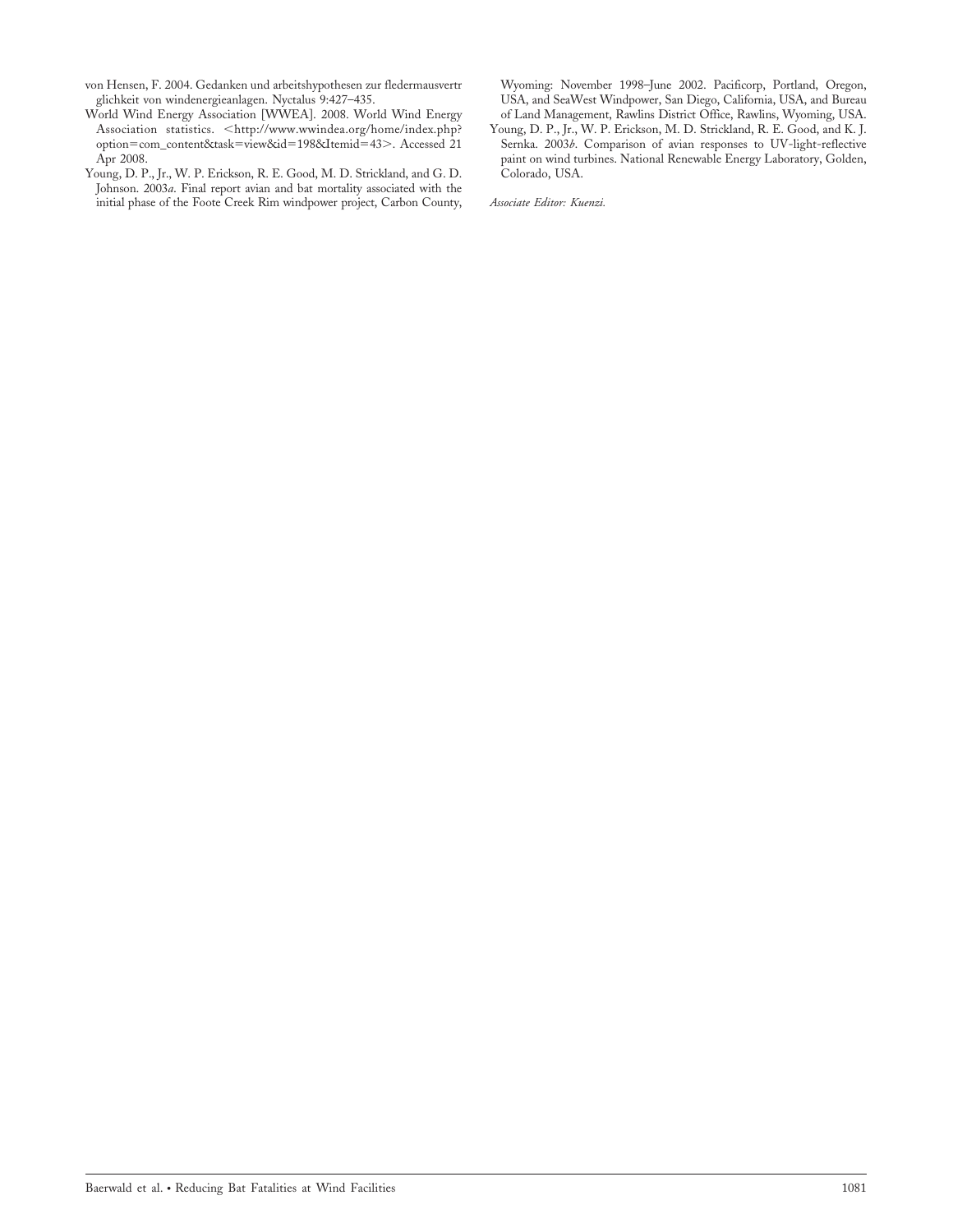von Hensen, F. 2004. Gedanken und arbeitshypothesen zur fledermausvertr glichkeit von windenergieanlagen. Nyctalus 9:427–435.

World Wind Energy Association [WWEA]. 2008. World Wind Energy Association statistics. <http://www.wwindea.org/home/index.php?option=com_content&task=view&id=198&Itemid=43>. Accessed 21 Apr 2008.

Young, D. P., Jr., W. P. Erickson, R. E. Good, M. D. Strickland, and G. D. Johnson. 2003*a*. Final report avian and bat mortality associated with the initial phase of the Foote Creek Rim windpower project, Carbon County, Wyoming: November 1998–June 2002. Pacificorp, Portland, Oregon, USA, and SeaWest Windpower, San Diego, California, USA, and Bureau of Land Management, Rawlins District Office, Rawlins, Wyoming, USA.

Young, D. P., Jr., W. P. Erickson, M. D. Strickland, R. E. Good, and K. J. Sernka. 2003*b*. Comparison of avian responses to UV-light-reflective paint on wind turbines. National Renewable Energy Laboratory, Golden, Colorado, USA.

*Associate Editor: Kuenzi.*